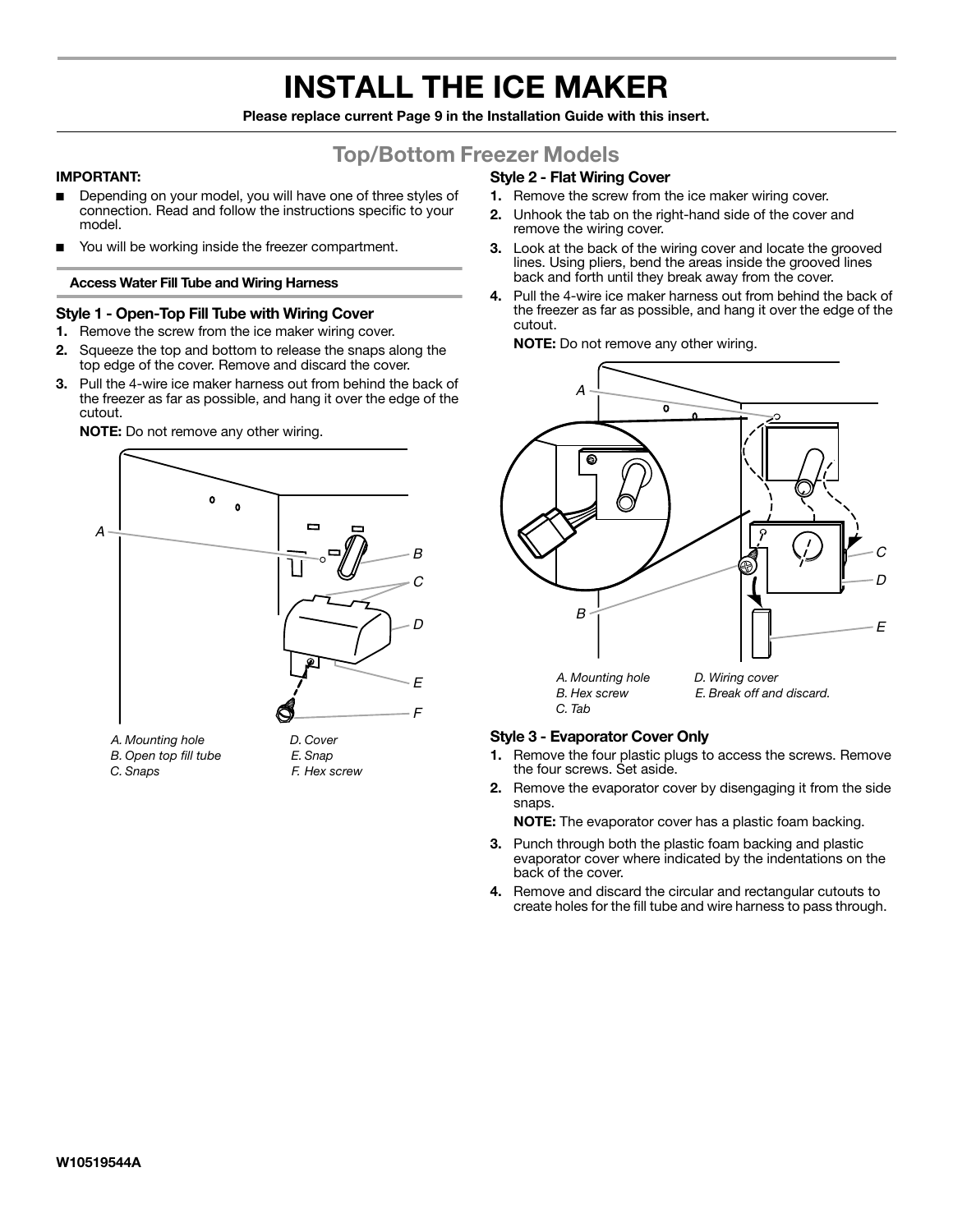# INSTALL THE ICE MAKER

**Please replace current Page 9 in the Installation Guide with this insert.**

## Top/Bottom Freezer Models

**IMPORTANT:**

- Depending on your model, you will have one of three styles of connection. Read and follow the instructions specific to your model.
- You will be working inside the freezer compartment.

### Access Water Fill Tube and Wiring Harness

#### Style 1 - Open-Top Fill Tube with Wiring Cover

1. Remove the screw from the ice maker wiring cover.
2. Squeeze the top and bottom to release the snaps along the top edge of the cover. Remove and discard the cover.
3. Pull the 4-wire ice maker harness out from behind the back of the freezer as far as possible, and hang it over the edge of the cutout.

   **NOTE:** Do not remove any other wiring.

*A. Mounting hole*
*B. Open top fill tube*
*C. Snaps*
*D. Cover*
*E. Snap*
*F. Hex screw*

#### Style 2 - Flat Wiring Cover

1. Remove the screw from the ice maker wiring cover.
2. Unhook the tab on the right-hand side of the cover and remove the wiring cover.
3. Look at the back of the wiring cover and locate the grooved lines. Using pliers, bend the areas inside the grooved lines back and forth until they break away from the cover.
4. Pull the 4-wire ice maker harness out from behind the back of the freezer as far as possible, and hang it over the edge of the cutout.

   **NOTE:** Do not remove any other wiring.

*A. Mounting hole*
*B. Hex screw*
*C. Tab*
*D. Wiring cover*
*E. Break off and discard.*

#### Style 3 - Evaporator Cover Only

1. Remove the four plastic plugs to access the screws. Remove the four screws. Set aside.
2. Remove the evaporator cover by disengaging it from the side snaps.

   **NOTE:** The evaporator cover has a plastic foam backing.
3. Punch through both the plastic foam backing and plastic evaporator cover where indicated by the indentations on the back of the cover.
4. Remove and discard the circular and rectangular cutouts to create holes for the fill tube and wire harness to pass through.

W10519544A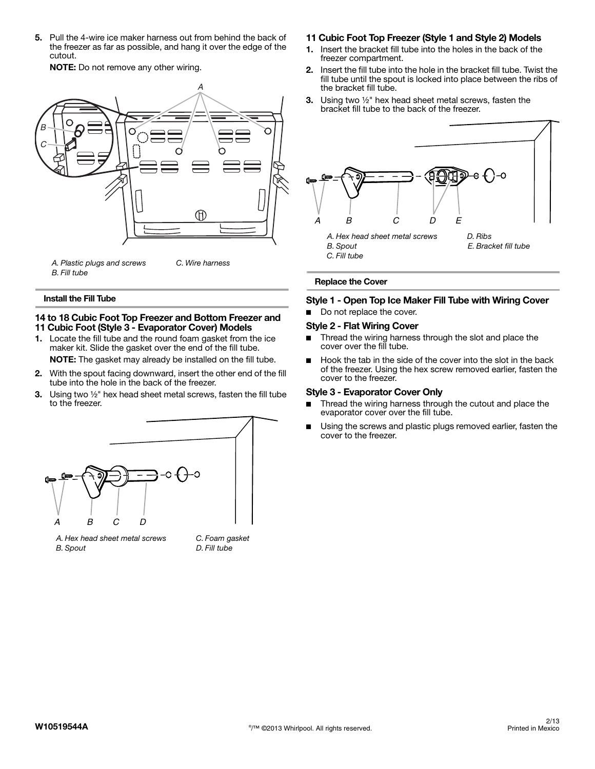5. Pull the 4-wire ice maker harness out from behind the back of the freezer as far as possible, and hang it over the edge of the cutout.

   **NOTE:** Do not remove any other wiring.

A. Plastic plugs and screws
B. Fill tube
C. Wire harness

### Install the Fill Tube

#### 14 to 18 Cubic Foot Top Freezer and Bottom Freezer and 11 Cubic Foot (Style 3 - Evaporator Cover) Models

1. Locate the fill tube and the round foam gasket from the ice maker kit. Slide the gasket over the end of the fill tube.

   **NOTE:** The gasket may already be installed on the fill tube.
2. With the spout facing downward, insert the other end of the fill tube into the hole in the back of the freezer.
3. Using two ½" hex head sheet metal screws, fasten the fill tube to the freezer.

A. Hex head sheet metal screws
B. Spout
C. Foam gasket
D. Fill tube

#### 11 Cubic Foot Top Freezer (Style 1 and Style 2) Models

1. Insert the bracket fill tube into the holes in the back of the freezer compartment.
2. Insert the fill tube into the hole in the bracket fill tube. Twist the fill tube until the spout is locked into place between the ribs of the bracket fill tube.
3. Using two ½" hex head sheet metal screws, fasten the bracket fill tube to the back of the freezer.

A. Hex head sheet metal screws
B. Spout
C. Fill tube
D. Ribs
E. Bracket fill tube

### Replace the Cover

#### Style 1 - Open Top Ice Maker Fill Tube with Wiring Cover

- Do not replace the cover.

#### Style 2 - Flat Wiring Cover

- Thread the wiring harness through the slot and place the cover over the fill tube.
- Hook the tab in the side of the cover into the slot in the back of the freezer. Using the hex screw removed earlier, fasten the cover to the freezer.

#### Style 3 - Evaporator Cover Only

- Thread the wiring harness through the cutout and place the evaporator cover over the fill tube.
- Using the screws and plastic plugs removed earlier, fasten the cover to the freezer.

W10519544A

®/™ ©2013 Whirlpool. All rights reserved.

2/13
Printed in Mexico